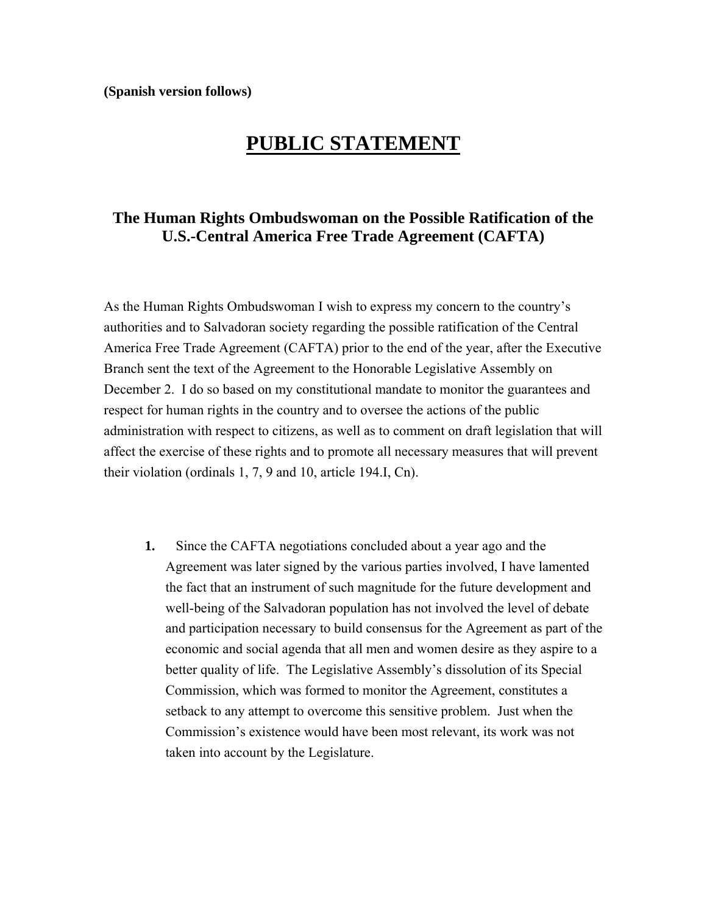**(Spanish version follows)**

# PUBLIC STATEMENT

## The Human Rights Ombudswoman on the Possible Ratification of the U.S.-Central America Free Trade Agreement (CAFTA)

As the Human Rights Ombudswoman I wish to express my concern to the country's authorities and to Salvadoran society regarding the possible ratification of the Central America Free Trade Agreement (CAFTA) prior to the end of the year, after the Executive Branch sent the text of the Agreement to the Honorable Legislative Assembly on December 2. I do so based on my constitutional mandate to monitor the guarantees and respect for human rights in the country and to oversee the actions of the public administration with respect to citizens, as well as to comment on draft legislation that will affect the exercise of these rights and to promote all necessary measures that will prevent their violation (ordinals 1, 7, 9 and 10, article 194.I, Cn).

1. Since the CAFTA negotiations concluded about a year ago and the Agreement was later signed by the various parties involved, I have lamented the fact that an instrument of such magnitude for the future development and well-being of the Salvadoran population has not involved the level of debate and participation necessary to build consensus for the Agreement as part of the economic and social agenda that all men and women desire as they aspire to a better quality of life. The Legislative Assembly's dissolution of its Special Commission, which was formed to monitor the Agreement, constitutes a setback to any attempt to overcome this sensitive problem. Just when the Commission's existence would have been most relevant, its work was not taken into account by the Legislature.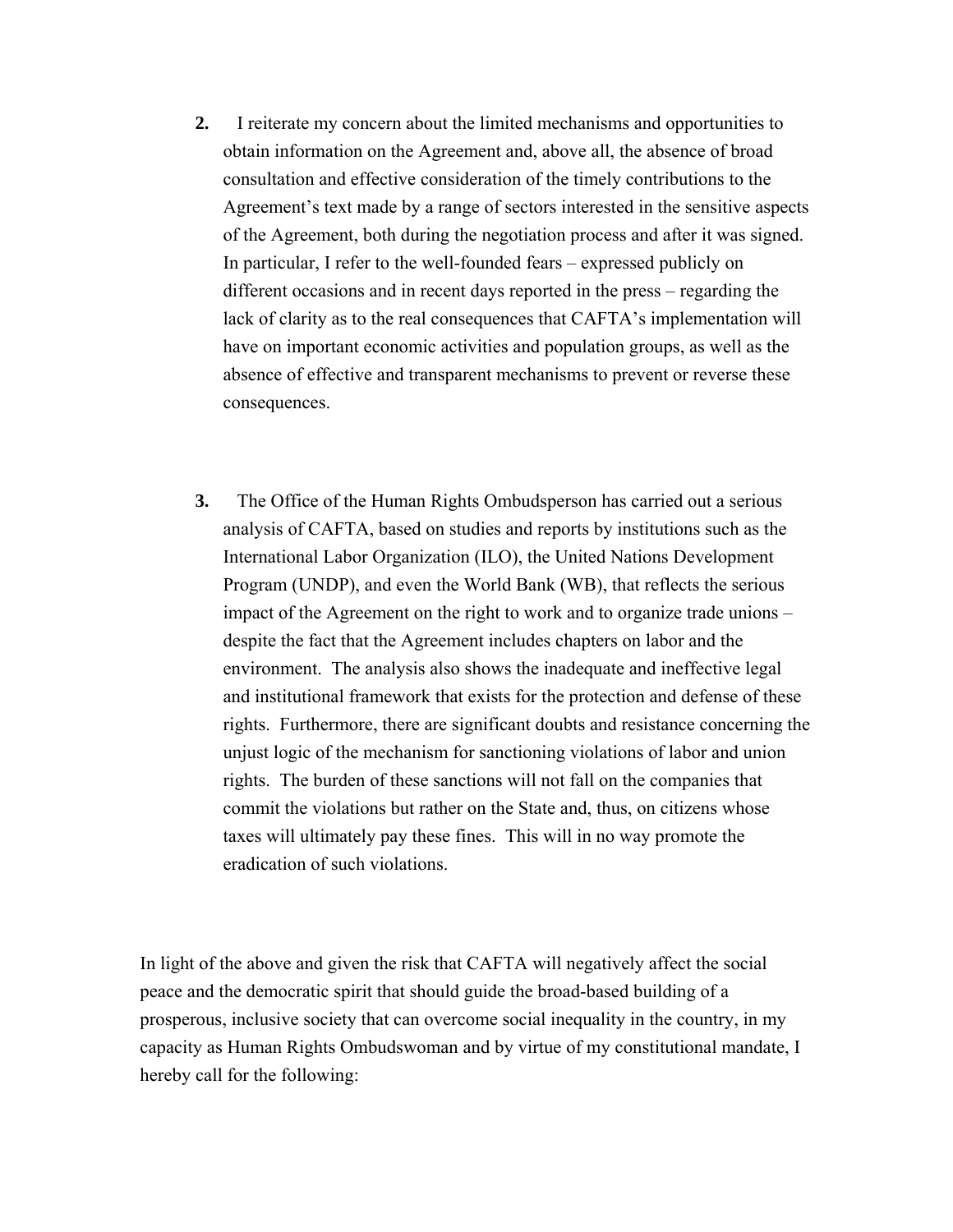2. I reiterate my concern about the limited mechanisms and opportunities to obtain information on the Agreement and, above all, the absence of broad consultation and effective consideration of the timely contributions to the Agreement's text made by a range of sectors interested in the sensitive aspects of the Agreement, both during the negotiation process and after it was signed. In particular, I refer to the well-founded fears – expressed publicly on different occasions and in recent days reported in the press – regarding the lack of clarity as to the real consequences that CAFTA's implementation will have on important economic activities and population groups, as well as the absence of effective and transparent mechanisms to prevent or reverse these consequences.

3. The Office of the Human Rights Ombudsperson has carried out a serious analysis of CAFTA, based on studies and reports by institutions such as the International Labor Organization (ILO), the United Nations Development Program (UNDP), and even the World Bank (WB), that reflects the serious impact of the Agreement on the right to work and to organize trade unions – despite the fact that the Agreement includes chapters on labor and the environment. The analysis also shows the inadequate and ineffective legal and institutional framework that exists for the protection and defense of these rights. Furthermore, there are significant doubts and resistance concerning the unjust logic of the mechanism for sanctioning violations of labor and union rights. The burden of these sanctions will not fall on the companies that commit the violations but rather on the State and, thus, on citizens whose taxes will ultimately pay these fines. This will in no way promote the eradication of such violations.

In light of the above and given the risk that CAFTA will negatively affect the social peace and the democratic spirit that should guide the broad-based building of a prosperous, inclusive society that can overcome social inequality in the country, in my capacity as Human Rights Ombudswoman and by virtue of my constitutional mandate, I hereby call for the following: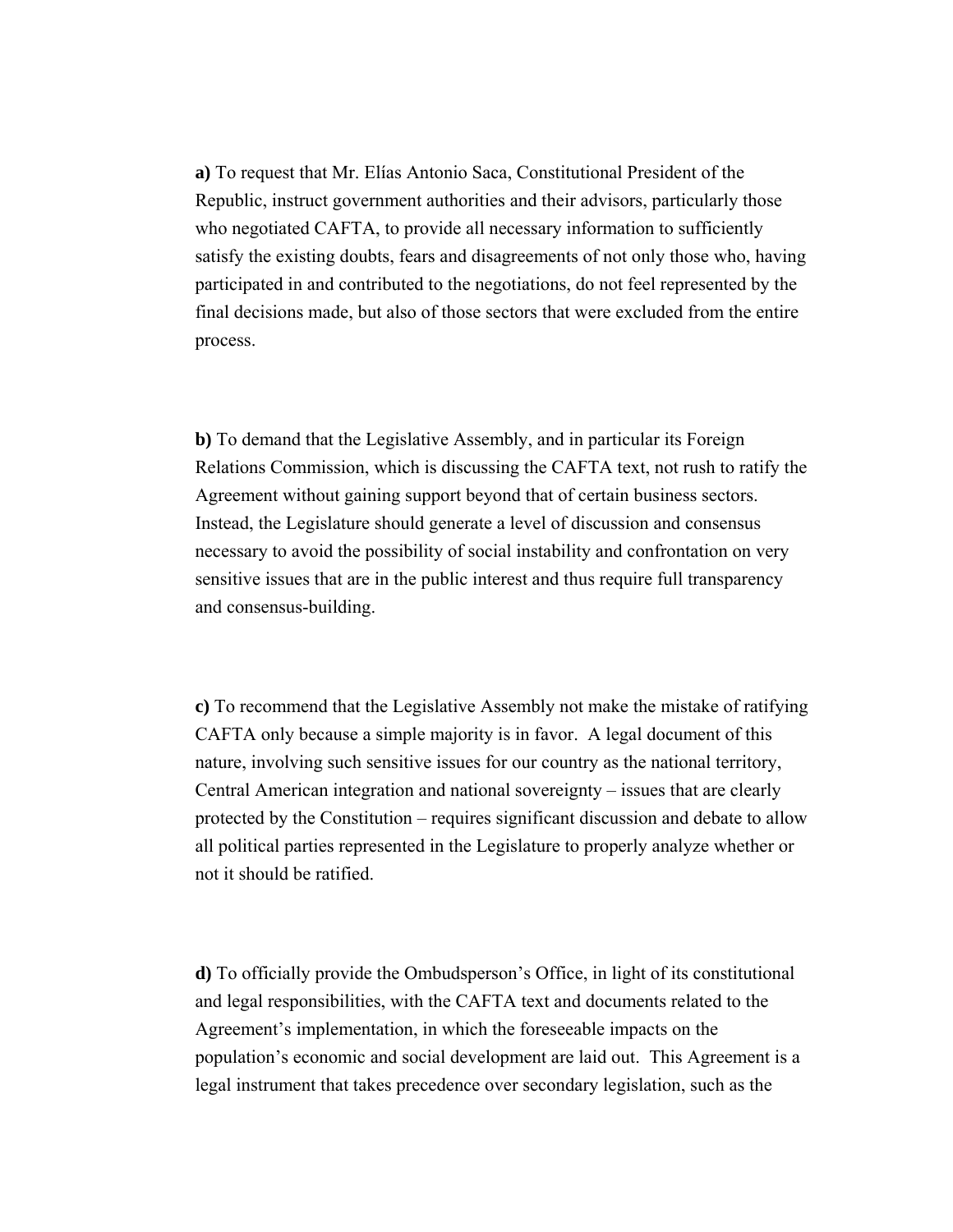**a)** To request that Mr. Elías Antonio Saca, Constitutional President of the Republic, instruct government authorities and their advisors, particularly those who negotiated CAFTA, to provide all necessary information to sufficiently satisfy the existing doubts, fears and disagreements of not only those who, having participated in and contributed to the negotiations, do not feel represented by the final decisions made, but also of those sectors that were excluded from the entire process.

**b)** To demand that the Legislative Assembly, and in particular its Foreign Relations Commission, which is discussing the CAFTA text, not rush to ratify the Agreement without gaining support beyond that of certain business sectors. Instead, the Legislature should generate a level of discussion and consensus necessary to avoid the possibility of social instability and confrontation on very sensitive issues that are in the public interest and thus require full transparency and consensus-building.

**c)** To recommend that the Legislative Assembly not make the mistake of ratifying CAFTA only because a simple majority is in favor. A legal document of this nature, involving such sensitive issues for our country as the national territory, Central American integration and national sovereignty – issues that are clearly protected by the Constitution – requires significant discussion and debate to allow all political parties represented in the Legislature to properly analyze whether or not it should be ratified.

**d)** To officially provide the Ombudsperson's Office, in light of its constitutional and legal responsibilities, with the CAFTA text and documents related to the Agreement's implementation, in which the foreseeable impacts on the population's economic and social development are laid out. This Agreement is a legal instrument that takes precedence over secondary legislation, such as the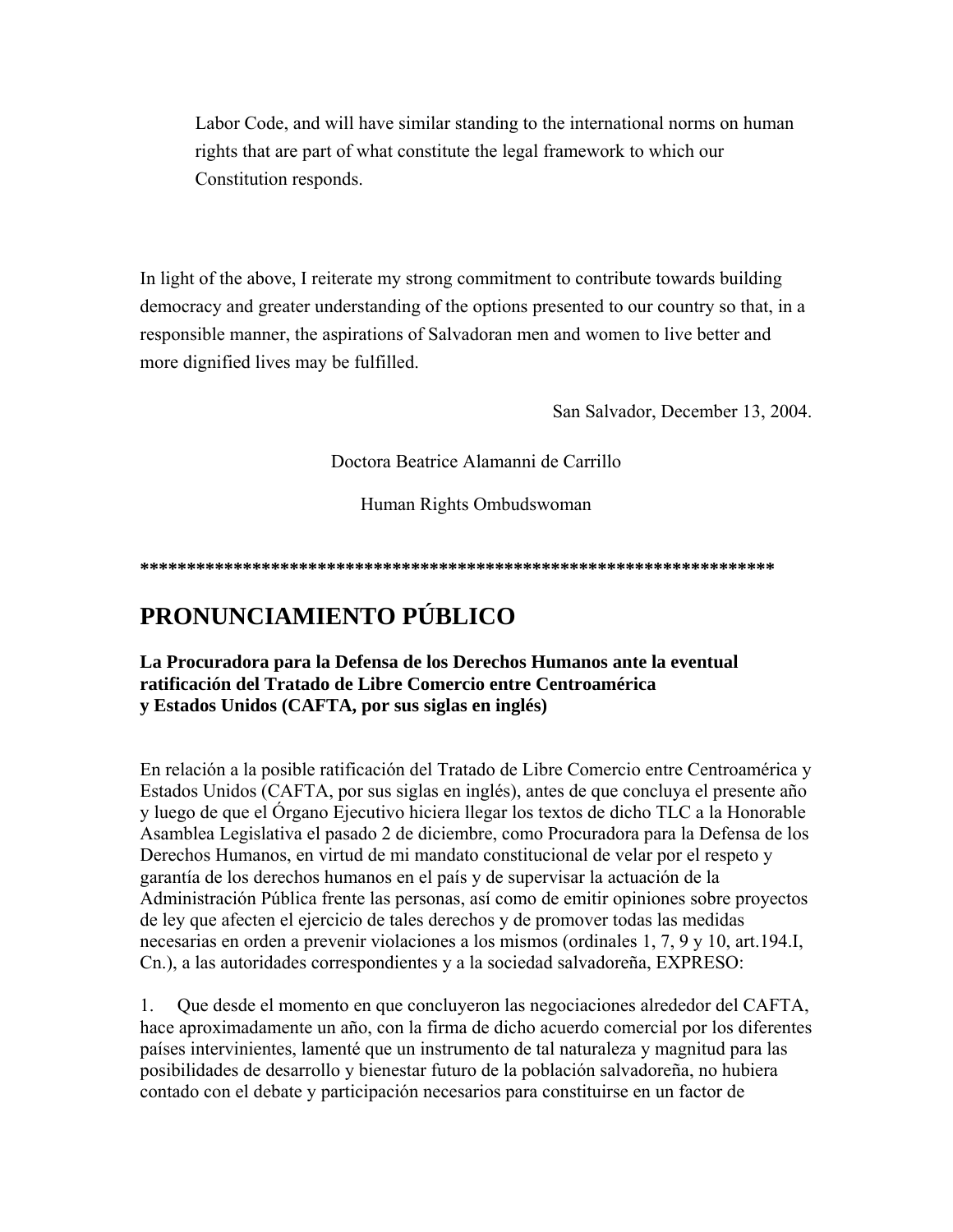Labor Code, and will have similar standing to the international norms on human rights that are part of what constitute the legal framework to which our Constitution responds.

In light of the above, I reiterate my strong commitment to contribute towards building democracy and greater understanding of the options presented to our country so that, in a responsible manner, the aspirations of Salvadoran men and women to live better and more dignified lives may be fulfilled.

San Salvador, December 13, 2004.

Doctora Beatrice Alamanni de Carrillo

Human Rights Ombudswoman

**********************************************************************

# PRONUNCIAMIENTO PÚBLICO

**La Procuradora para la Defensa de los Derechos Humanos ante la eventual ratificación del Tratado de Libre Comercio entre Centroamérica y Estados Unidos (CAFTA, por sus siglas en inglés)**

En relación a la posible ratificación del Tratado de Libre Comercio entre Centroamérica y Estados Unidos (CAFTA, por sus siglas en inglés), antes de que concluya el presente año y luego de que el Órgano Ejecutivo hiciera llegar los textos de dicho TLC a la Honorable Asamblea Legislativa el pasado 2 de diciembre, como Procuradora para la Defensa de los Derechos Humanos, en virtud de mi mandato constitucional de velar por el respeto y garantía de los derechos humanos en el país y de supervisar la actuación de la Administración Pública frente las personas, así como de emitir opiniones sobre proyectos de ley que afecten el ejercicio de tales derechos y de promover todas las medidas necesarias en orden a prevenir violaciones a los mismos (ordinales 1, 7, 9 y 10, art.194.I, Cn.), a las autoridades correspondientes y a la sociedad salvadoreña, EXPRESO:

1. Que desde el momento en que concluyeron las negociaciones alrededor del CAFTA, hace aproximadamente un año, con la firma de dicho acuerdo comercial por los diferentes países intervinientes, lamenté que un instrumento de tal naturaleza y magnitud para las posibilidades de desarrollo y bienestar futuro de la población salvadoreña, no hubiera contado con el debate y participación necesarios para constituirse en un factor de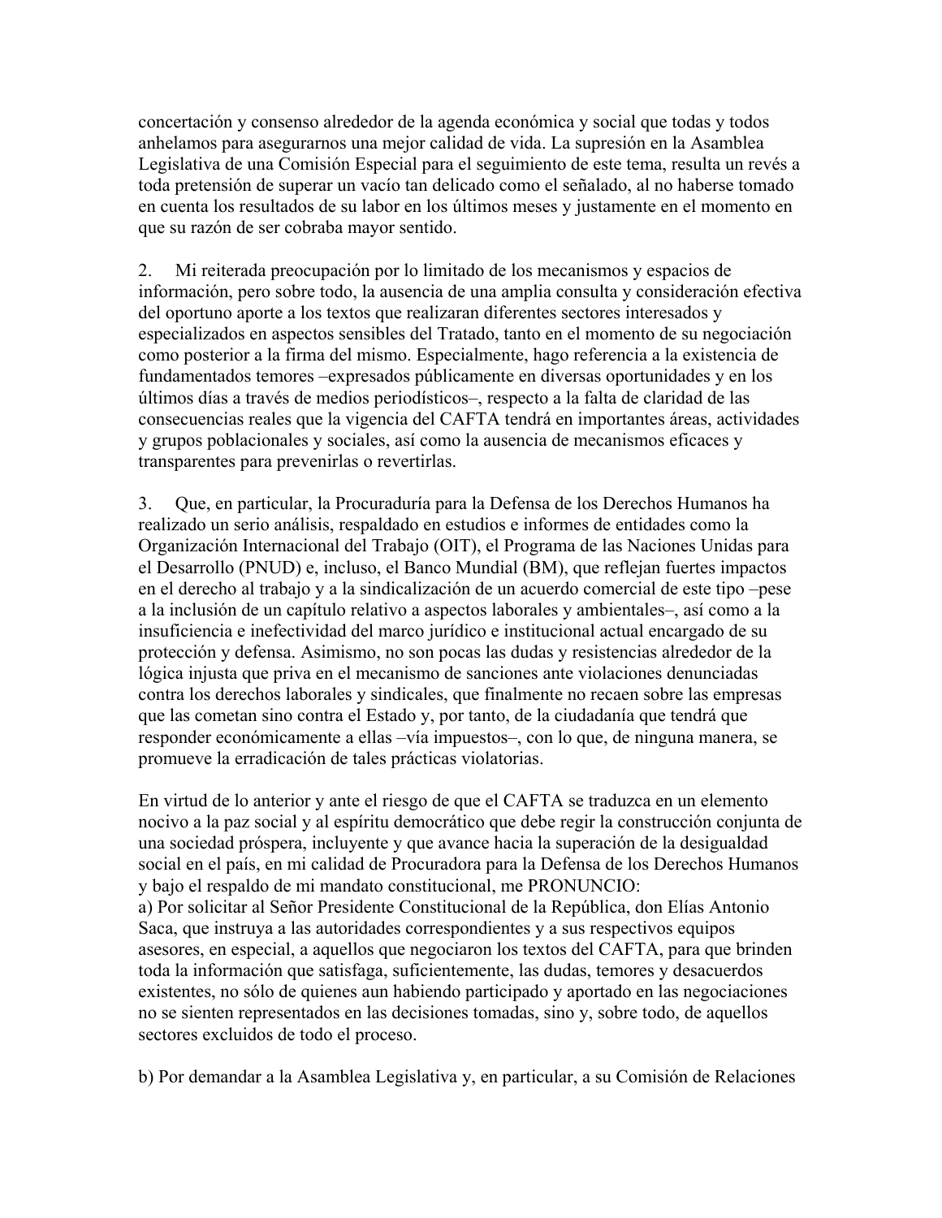concertación y consenso alrededor de la agenda económica y social que todas y todos anhelamos para asegurarnos una mejor calidad de vida. La supresión en la Asamblea Legislativa de una Comisión Especial para el seguimiento de este tema, resulta un revés a toda pretensión de superar un vacío tan delicado como el señalado, al no haberse tomado en cuenta los resultados de su labor en los últimos meses y justamente en el momento en que su razón de ser cobraba mayor sentido.

2. Mi reiterada preocupación por lo limitado de los mecanismos y espacios de información, pero sobre todo, la ausencia de una amplia consulta y consideración efectiva del oportuno aporte a los textos que realizaran diferentes sectores interesados y especializados en aspectos sensibles del Tratado, tanto en el momento de su negociación como posterior a la firma del mismo. Especialmente, hago referencia a la existencia de fundamentados temores –expresados públicamente en diversas oportunidades y en los últimos días a través de medios periodísticos–, respecto a la falta de claridad de las consecuencias reales que la vigencia del CAFTA tendrá en importantes áreas, actividades y grupos poblacionales y sociales, así como la ausencia de mecanismos eficaces y transparentes para prevenirlas o revertirlas.

3. Que, en particular, la Procuraduría para la Defensa de los Derechos Humanos ha realizado un serio análisis, respaldado en estudios e informes de entidades como la Organización Internacional del Trabajo (OIT), el Programa de las Naciones Unidas para el Desarrollo (PNUD) e, incluso, el Banco Mundial (BM), que reflejan fuertes impactos en el derecho al trabajo y a la sindicalización de un acuerdo comercial de este tipo –pese a la inclusión de un capítulo relativo a aspectos laborales y ambientales–, así como a la insuficiencia e inefectividad del marco jurídico e institucional actual encargado de su protección y defensa. Asimismo, no son pocas las dudas y resistencias alrededor de la lógica injusta que priva en el mecanismo de sanciones ante violaciones denunciadas contra los derechos laborales y sindicales, que finalmente no recaen sobre las empresas que las cometan sino contra el Estado y, por tanto, de la ciudadanía que tendrá que responder económicamente a ellas –vía impuestos–, con lo que, de ninguna manera, se promueve la erradicación de tales prácticas violatorias.

En virtud de lo anterior y ante el riesgo de que el CAFTA se traduzca en un elemento nocivo a la paz social y al espíritu democrático que debe regir la construcción conjunta de una sociedad próspera, incluyente y que avance hacia la superación de la desigualdad social en el país, en mi calidad de Procuradora para la Defensa de los Derechos Humanos y bajo el respaldo de mi mandato constitucional, me PRONUNCIO:

a) Por solicitar al Señor Presidente Constitucional de la República, don Elías Antonio Saca, que instruya a las autoridades correspondientes y a sus respectivos equipos asesores, en especial, a aquellos que negociaron los textos del CAFTA, para que brinden toda la información que satisfaga, suficientemente, las dudas, temores y desacuerdos existentes, no sólo de quienes aun habiendo participado y aportado en las negociaciones no se sienten representados en las decisiones tomadas, sino y, sobre todo, de aquellos sectores excluidos de todo el proceso.

b) Por demandar a la Asamblea Legislativa y, en particular, a su Comisión de Relaciones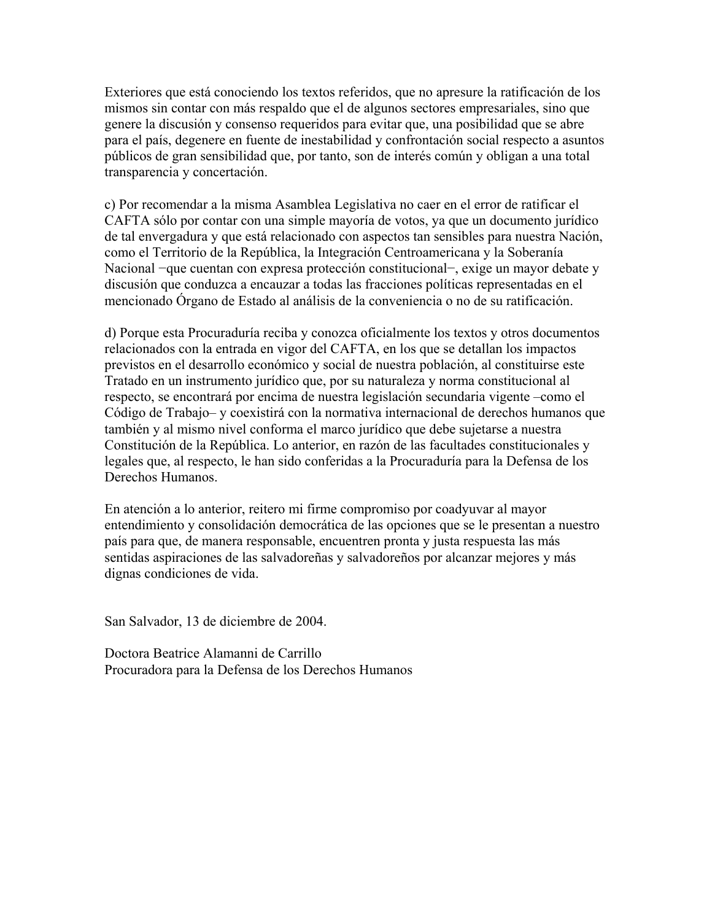Exteriores que está conociendo los textos referidos, que no apresure la ratificación de los mismos sin contar con más respaldo que el de algunos sectores empresariales, sino que genere la discusión y consenso requeridos para evitar que, una posibilidad que se abre para el país, degenere en fuente de inestabilidad y confrontación social respecto a asuntos públicos de gran sensibilidad que, por tanto, son de interés común y obligan a una total transparencia y concertación.

c) Por recomendar a la misma Asamblea Legislativa no caer en el error de ratificar el CAFTA sólo por contar con una simple mayoría de votos, ya que un documento jurídico de tal envergadura y que está relacionado con aspectos tan sensibles para nuestra Nación, como el Territorio de la República, la Integración Centroamericana y la Soberanía Nacional −que cuentan con expresa protección constitucional−, exige un mayor debate y discusión que conduzca a encauzar a todas las fracciones políticas representadas en el mencionado Órgano de Estado al análisis de la conveniencia o no de su ratificación.

d) Porque esta Procuraduría reciba y conozca oficialmente los textos y otros documentos relacionados con la entrada en vigor del CAFTA, en los que se detallan los impactos previstos en el desarrollo económico y social de nuestra población, al constituirse este Tratado en un instrumento jurídico que, por su naturaleza y norma constitucional al respecto, se encontrará por encima de nuestra legislación secundaria vigente –como el Código de Trabajo– y coexistirá con la normativa internacional de derechos humanos que también y al mismo nivel conforma el marco jurídico que debe sujetarse a nuestra Constitución de la República. Lo anterior, en razón de las facultades constitucionales y legales que, al respecto, le han sido conferidas a la Procuraduría para la Defensa de los Derechos Humanos.

En atención a lo anterior, reitero mi firme compromiso por coadyuvar al mayor entendimiento y consolidación democrática de las opciones que se le presentan a nuestro país para que, de manera responsable, encuentren pronta y justa respuesta las más sentidas aspiraciones de las salvadoreñas y salvadoreños por alcanzar mejores y más dignas condiciones de vida.

San Salvador, 13 de diciembre de 2004.

Doctora Beatrice Alamanni de Carrillo
Procuradora para la Defensa de los Derechos Humanos